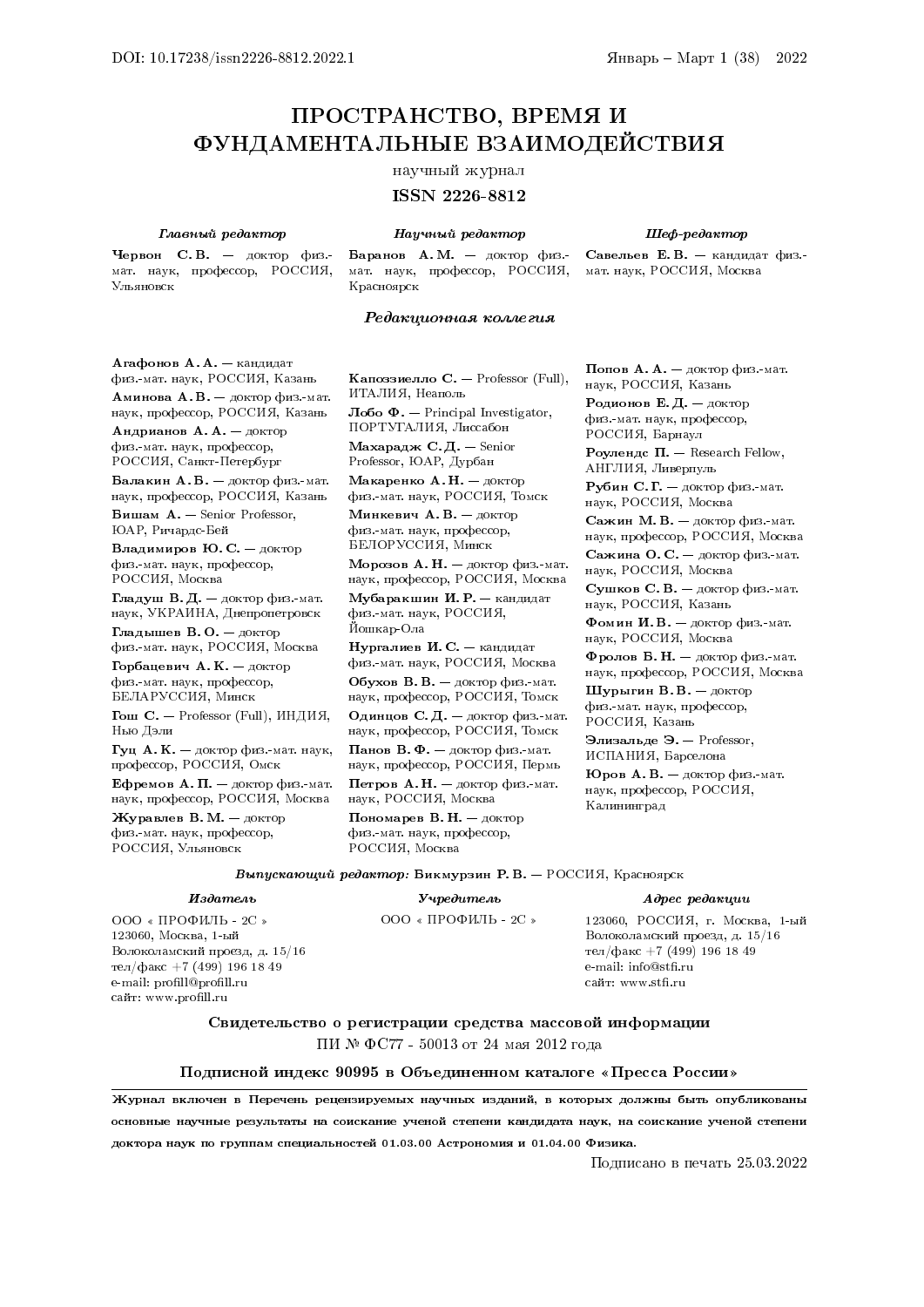DOI: 10.17238/issn2226-8812.2022.1

Январь – Март 1 (38) 2022

# ПРОСТРАНСТВО, ВРЕМЯ И ФУНДАМЕНТАЛЬНЫЕ ВЗАИМОДЕЙСТВИЯ

научный журнал

**ISSN 2226-8812**

***Главный редактор***

**Червон С. В.** — доктор физ.-мат. наук, профессор, РОССИЯ, Ульяновск

***Научный редактор***

**Баранов А. М.** — доктор физ.-мат. наук, профессор, РОССИЯ, Красноярск

***Шеф-редактор***

**Савельев Е. В.** — кандидат физ.-мат. наук, РОССИЯ, Москва

## *Редакционная коллегия*

**Агафонов А. А.** — кандидат физ.-мат. наук, РОССИЯ, Казань

**Аминова А. В.** — доктор физ.-мат. наук, профессор, РОССИЯ, Казань

**Андрианов А. А.** — доктор физ.-мат. наук, профессор, РОССИЯ, Санкт-Петербург

**Балакин А. Б.** — доктор физ.-мат. наук, профессор, РОССИЯ, Казань

**Бишам А.** — Senior Professor, ЮАР, Ричардс-Бей

**Владимиров Ю. С.** — доктор физ.-мат. наук, профессор, РОССИЯ, Москва

**Гладуш В. Д.** — доктор физ.-мат. наук, УКРАИНА, Днепропетровск

**Гладышев В. О.** — доктор физ.-мат. наук, РОССИЯ, Москва

**Горбацевич А. К.** — доктор физ.-мат. наук, профессор, БЕЛАРУССИЯ, Минск

**Гош С.** — Professor (Full), ИНДИЯ, Нью Дэли

**Гуц А. К.** — доктор физ.-мат. наук, профессор, РОССИЯ, Омск

**Ефремов А. П.** — доктор физ.-мат. наук, профессор, РОССИЯ, Москва

**Журавлев В. М.** — доктор физ.-мат. наук, профессор, РОССИЯ, Ульяновск

**Капоззиелло С.** — Professor (Full), ИТАЛИЯ, Неаполь

**Лобо Ф.** — Principal Investigator, ПОРТУГАЛИЯ, Лиссабон

**Махарадж С. Д.** — Senior Professor, ЮАР, Дурбан

**Макаренко А. Н.** — доктор физ.-мат. наук, РОССИЯ, Томск

**Минкевич А. В.** — доктор физ.-мат. наук, профессор, БЕЛОРУССИЯ, Минск

**Морозов А. Н.** — доктор физ.-мат. наук, профессор, РОССИЯ, Москва

**Мубаракшин И. Р.** — кандидат физ.-мат. наук, РОССИЯ, Йошкар-Ола

**Нургалиев И. С.** — кандидат физ.-мат. наук, РОССИЯ, Москва

**Обухов В. В.** — доктор физ.-мат. наук, профессор, РОССИЯ, Томск

**Одинцов С. Д.** — доктор физ.-мат. наук, профессор, РОССИЯ, Томск

**Панов В. Ф.** — доктор физ.-мат. наук, профессор, РОССИЯ, Пермь

**Петров А. Н.** — доктор физ.-мат. наук, РОССИЯ, Москва

**Пономарев В. Н.** — доктор физ.-мат. наук, профессор, РОССИЯ, Москва

**Попов А. А.** — доктор физ.-мат. наук, РОССИЯ, Казань

**Родионов Е. Д.** — доктор физ.-мат. наук, профессор, РОССИЯ, Барнаул

**Роулендс П.** — Research Fellow, АНГЛИЯ, Ливерпуль

**Рубин С. Г.** — доктор физ.-мат. наук, РОССИЯ, Москва

**Сажин М. В.** — доктор физ.-мат. наук, профессор, РОССИЯ, Москва

**Сажина О. С.** — доктор физ.-мат. наук, РОССИЯ, Москва

**Сушков С. В.** — доктор физ.-мат. наук, РОССИЯ, Казань

**Фомин И. В.** — доктор физ.-мат. наук, РОССИЯ, Москва

**Фролов Б. Н.** — доктор физ.-мат. наук, профессор, РОССИЯ, Москва

**Шурыгин В. В.** — доктор физ.-мат. наук, профессор, РОССИЯ, Казань

**Элизальде Э.** — Professor, ИСПАНИЯ, Барселона

**Юров А. В.** — доктор физ.-мат. наук, профессор, РОССИЯ, Калининград

***Выпускающий редактор:*** **Бикмурзин Р. В.** — РОССИЯ, Красноярск

***Издатель***

ООО « ПРОФИЛЬ - 2С »
123060, Москва, 1-ый Волоколамский проезд, д. 15/16
тел/факс +7 (499) 196 18 49
e-mail: profill@profill.ru
сайт: www.profill.ru

***Учредитель***

ООО « ПРОФИЛЬ - 2С »

***Адрес редакции***

123060, РОССИЯ, г. Москва, 1-ый Волоколамский проезд, д. 15/16
тел/факс +7 (499) 196 18 49
e-mail: info@stfi.ru
сайт: www.stfi.ru

**Свидетельство о регистрации средства массовой информации**

ПИ № ФС77 - 50013 от 24 мая 2012 года

**Подписной индекс 90995 в Объединенном каталоге «Пресса России»**

**Журнал включен в Перечень рецензируемых научных изданий, в которых должны быть опубликованы основные научные результаты на соискание ученой степени кандидата наук, на соискание ученой степени доктора наук по группам специальностей 01.03.00 Астрономия и 01.04.00 Физика.**

Подписано в печать 25.03.2022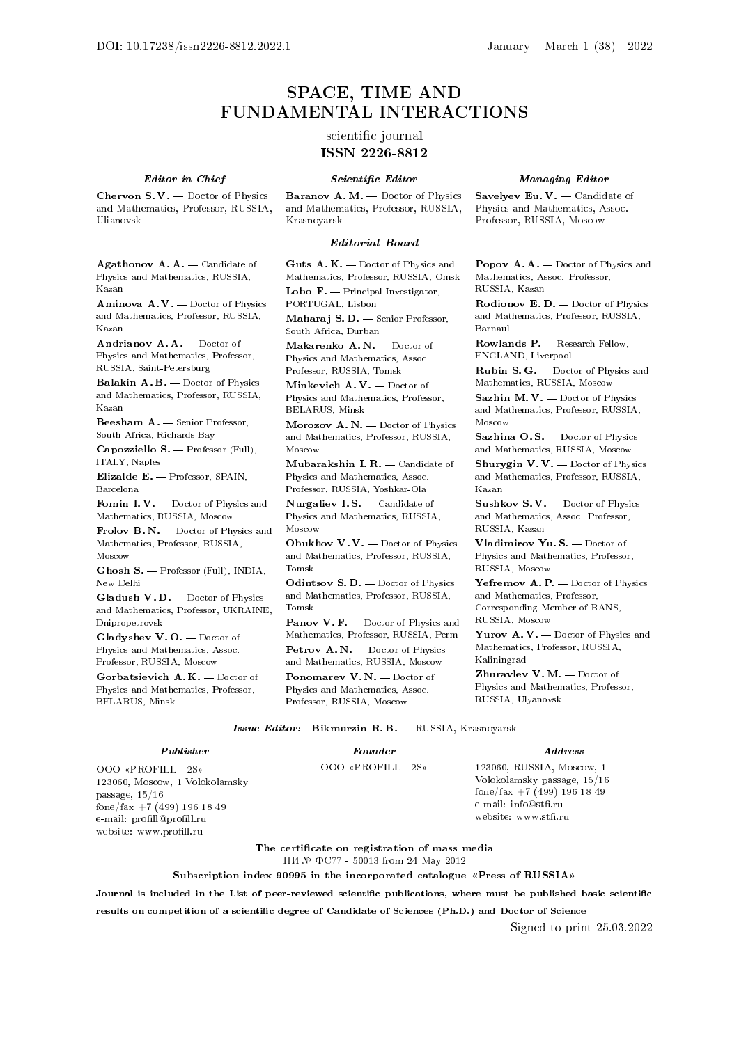DOI: 10.17238/issn2226-8812.2022.1

January – March 1 (38) 2022

# SPACE, TIME AND FUNDAMENTAL INTERACTIONS

scientific journal

**ISSN 2226-8812**

***Editor-in-Chief***

**Chervon S. V.** — Doctor of Physics and Mathematics, Professor, RUSSIA, Ulianovsk

***Scientific Editor***

**Baranov A. M.** — Doctor of Physics and Mathematics, Professor, RUSSIA, Krasnoyarsk

***Managing Editor***

**Savelyev Eu. V.** — Candidate of Physics and Mathematics, Assoc. Professor, RUSSIA, Moscow

***Editorial Board***

**Agathonov A. A.** — Candidate of Physics and Mathematics, RUSSIA, Kazan

**Aminova A. V.** — Doctor of Physics and Mathematics, Professor, RUSSIA, Kazan

**Andrianov A. A.** — Doctor of Physics and Mathematics, Professor, RUSSIA, Saint-Petersburg

**Balakin A. B.** — Doctor of Physics and Mathematics, Professor, RUSSIA, Kazan

**Beesham A.** — Senior Professor, South Africa, Richards Bay

**Capozziello S.** — Professor (Full), ITALY, Naples

**Elizalde E.** — Professor, SPAIN, Barcelona

**Fomin I. V.** — Doctor of Physics and Mathematics, RUSSIA, Moscow

**Frolov B. N.** — Doctor of Physics and Mathematics, Professor, RUSSIA, Moscow

**Ghosh S.** — Professor (Full), INDIA, New Delhi

**Gladush V. D.** — Doctor of Physics and Mathematics, Professor, UKRAINE, Dnipropetrovsk

**Gladyshev V. O.** — Doctor of Physics and Mathematics, Assoc. Professor, RUSSIA, Moscow

**Gorbatsievich A. K.** — Doctor of Physics and Mathematics, Professor, BELARUS, Minsk

**Guts A. K.** — Doctor of Physics and Mathematics, Professor, RUSSIA, Omsk

**Lobo F.** — Principal Investigator, PORTUGAL, Lisbon

**Maharaj S. D.** — Senior Professor, South Africa, Durban

**Makarenko A. N.** — Doctor of Physics and Mathematics, Assoc. Professor, RUSSIA, Tomsk

**Minkevich A. V.** — Doctor of Physics and Mathematics, Professor, BELARUS, Minsk

**Morozov A. N.** — Doctor of Physics and Mathematics, Professor, RUSSIA, Moscow

**Mubarakshin I. R.** — Candidate of Physics and Mathematics, Assoc. Professor, RUSSIA, Yoshkar-Ola

**Nurgaliev I. S.** — Candidate of Physics and Mathematics, RUSSIA, Moscow

**Obukhov V. V.** — Doctor of Physics and Mathematics, Professor, RUSSIA, Tomsk

**Odintsov S. D.** — Doctor of Physics and Mathematics, Professor, RUSSIA, Tomsk

**Panov V. F.** — Doctor of Physics and Mathematics, Professor, RUSSIA, Perm

**Petrov A. N.** — Doctor of Physics and Mathematics, RUSSIA, Moscow

**Ponomarev V. N.** — Doctor of Physics and Mathematics, Assoc. Professor, RUSSIA, Moscow

**Popov A. A.** — Doctor of Physics and Mathematics, Assoc. Professor, RUSSIA, Kazan

**Rodionov E. D.** — Doctor of Physics and Mathematics, Professor, RUSSIA, Barnaul

**Rowlands P.** — Research Fellow, ENGLAND, Liverpool

**Rubin S. G.** — Doctor of Physics and Mathematics, RUSSIA, Moscow

**Sazhin M. V.** — Doctor of Physics and Mathematics, Professor, RUSSIA, Moscow

**Sazhina O. S.** — Doctor of Physics and Mathematics, RUSSIA, Moscow

**Shurygin V. V.** — Doctor of Physics and Mathematics, Professor, RUSSIA, Kazan

**Sushkov S. V.** — Doctor of Physics and Mathematics, Assoc. Professor, RUSSIA, Kazan

**Vladimirov Yu. S.** — Doctor of Physics and Mathematics, Professor, RUSSIA, Moscow

**Yefremov A. P.** — Doctor of Physics and Mathematics, Professor, Corresponding Member of RANS, RUSSIA, Moscow

**Yurov A. V.** — Doctor of Physics and Mathematics, Professor, RUSSIA, Kaliningrad

**Zhuravlev V. M.** — Doctor of Physics and Mathematics, Professor, RUSSIA, Ulyanovsk

***Issue Editor:*** **Bikmurzin R. B.** — RUSSIA, Krasnoyarsk

***Publisher***

OOO «PROFILL - 2S»
123060, Moscow, 1 Volokolamsky passage, 15/16
fone/fax +7 (499) 196 18 49
e-mail: profill@profill.ru
website: www.profill.ru

***Founder***

OOO «PROFILL - 2S»

***Address***

123060, RUSSIA, Moscow, 1 Volokolamsky passage, 15/16
fone/fax +7 (499) 196 18 49
e-mail: info@stfi.ru
website: www.stfi.ru

**The certificate on registration of mass media**
ПИ № ФС77 - 50013 from 24 May 2012

**Subscription index 90995 in the incorporated catalogue «Press of RUSSIA»**

**Journal is included in the List of peer-reviewed scientific publications, where must be published basic scientific results on competition of a scientific degree of Candidate of Sciences (Ph.D.) and Doctor of Science**

Signed to print 25.03.2022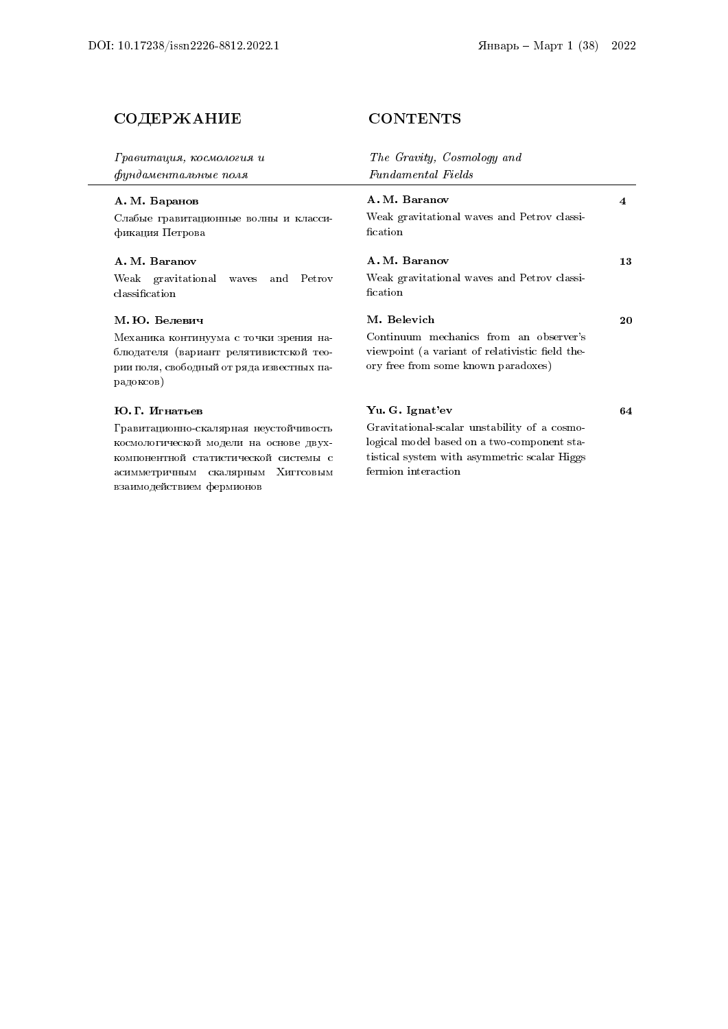## СОДЕРЖАНИЕ

## CONTENTS

| *Гравитация, космология и фундаментальные поля* | *The Gravity, Cosmology and Fundamental Fields* | |
|---|---|---|
| **А. М. Баранов**<br>Слабые гравитационные волны и классификация Петрова | **A. M. Baranov**<br>Weak gravitational waves and Petrov classification | **4** |
| **A. M. Baranov**<br>Weak gravitational waves and Petrov classification | **A. M. Baranov**<br>Weak gravitational waves and Petrov classification | **13** |
| **М. Ю. Белевич**<br>Механика континуума с точки зрения наблюдателя (вариант релятивистской теории поля, свободный от ряда известных парадоксов) | **M. Belevich**<br>Continuum mechanics from an observer's viewpoint (a variant of relativistic field theory free from some known paradoxes) | **20** |
| **Ю. Г. Игнатьев**<br>Гравитационно-скалярная неустойчивость космологической модели на основе двухкомпонентной статистической системы с асимметричным скалярным Хиггсовым взаимодействием фермионов | **Yu. G. Ignat'ev**<br>Gravitational-scalar unstability of a cosmological model based on a two-component statistical system with asymmetric scalar Higgs fermion interaction | **64** |